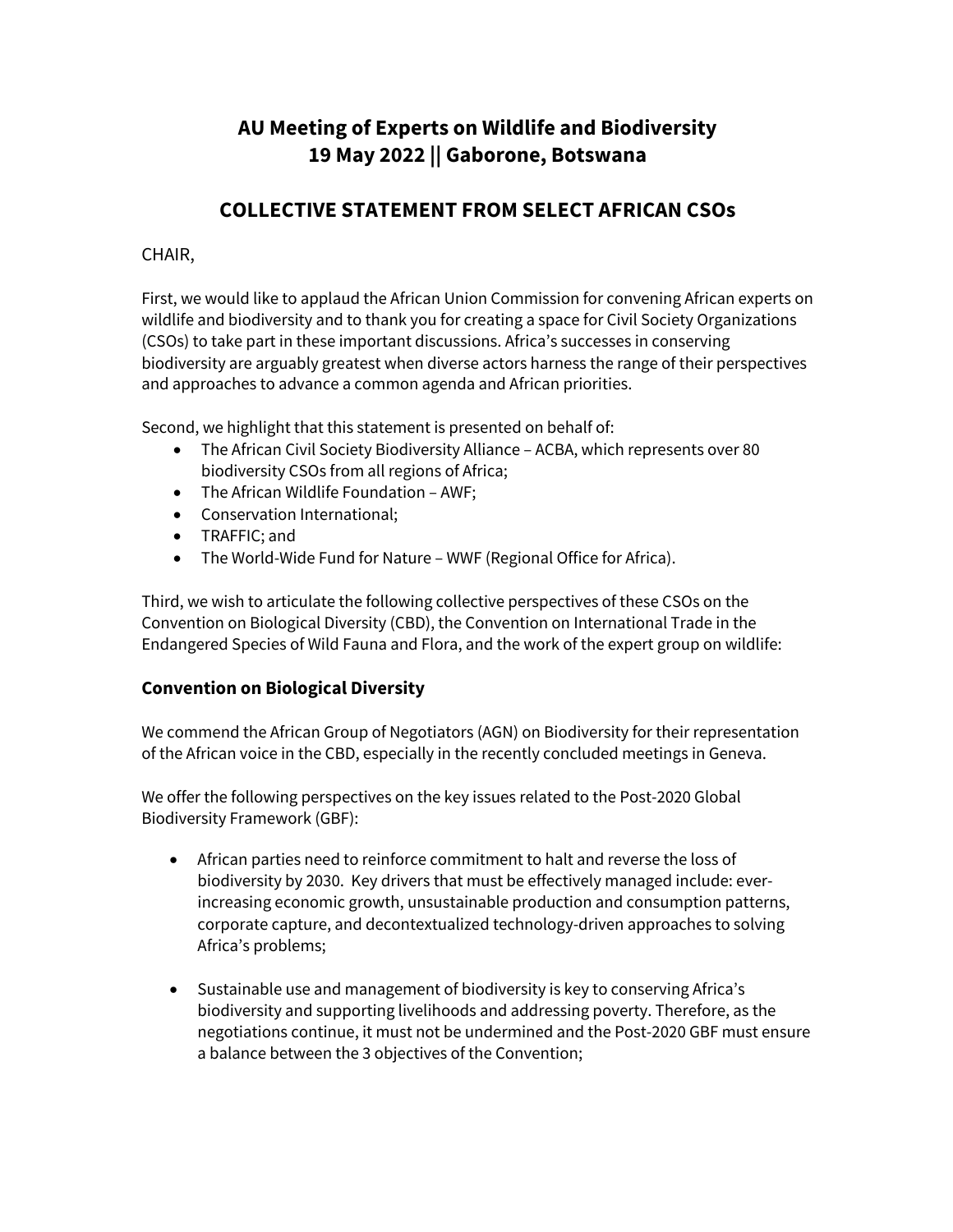# AU Meeting of Experts on Wildlife and Biodiversity
# 19 May 2022 || Gaborone, Botswana

## COLLECTIVE STATEMENT FROM SELECT AFRICAN CSOs

CHAIR,

First, we would like to applaud the African Union Commission for convening African experts on wildlife and biodiversity and to thank you for creating a space for Civil Society Organizations (CSOs) to take part in these important discussions. Africa's successes in conserving biodiversity are arguably greatest when diverse actors harness the range of their perspectives and approaches to advance a common agenda and African priorities.

Second, we highlight that this statement is presented on behalf of:

- The African Civil Society Biodiversity Alliance – ACBA, which represents over 80 biodiversity CSOs from all regions of Africa;
- The African Wildlife Foundation – AWF;
- Conservation International;
- TRAFFIC; and
- The World-Wide Fund for Nature – WWF (Regional Office for Africa).

Third, we wish to articulate the following collective perspectives of these CSOs on the Convention on Biological Diversity (CBD), the Convention on International Trade in the Endangered Species of Wild Fauna and Flora, and the work of the expert group on wildlife:

### Convention on Biological Diversity

We commend the African Group of Negotiators (AGN) on Biodiversity for their representation of the African voice in the CBD, especially in the recently concluded meetings in Geneva.

We offer the following perspectives on the key issues related to the Post-2020 Global Biodiversity Framework (GBF):

- African parties need to reinforce commitment to halt and reverse the loss of biodiversity by 2030. Key drivers that must be effectively managed include: ever-increasing economic growth, unsustainable production and consumption patterns, corporate capture, and decontextualized technology-driven approaches to solving Africa's problems;

- Sustainable use and management of biodiversity is key to conserving Africa's biodiversity and supporting livelihoods and addressing poverty. Therefore, as the negotiations continue, it must not be undermined and the Post-2020 GBF must ensure a balance between the 3 objectives of the Convention;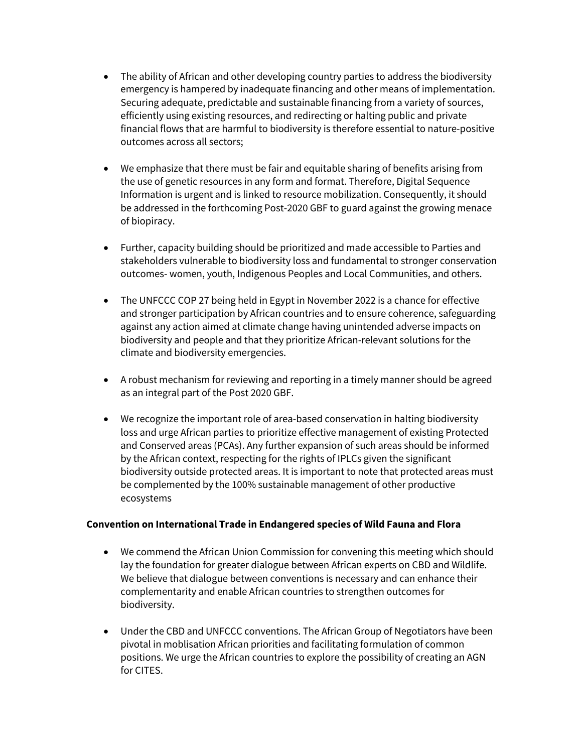- The ability of African and other developing country parties to address the biodiversity emergency is hampered by inadequate financing and other means of implementation. Securing adequate, predictable and sustainable financing from a variety of sources, efficiently using existing resources, and redirecting or halting public and private financial flows that are harmful to biodiversity is therefore essential to nature-positive outcomes across all sectors;

- We emphasize that there must be fair and equitable sharing of benefits arising from the use of genetic resources in any form and format. Therefore, Digital Sequence Information is urgent and is linked to resource mobilization. Consequently, it should be addressed in the forthcoming Post-2020 GBF to guard against the growing menace of biopiracy.

- Further, capacity building should be prioritized and made accessible to Parties and stakeholders vulnerable to biodiversity loss and fundamental to stronger conservation outcomes- women, youth, Indigenous Peoples and Local Communities, and others.

- The UNFCCC COP 27 being held in Egypt in November 2022 is a chance for effective and stronger participation by African countries and to ensure coherence, safeguarding against any action aimed at climate change having unintended adverse impacts on biodiversity and people and that they prioritize African-relevant solutions for the climate and biodiversity emergencies.

- A robust mechanism for reviewing and reporting in a timely manner should be agreed as an integral part of the Post 2020 GBF.

- We recognize the important role of area-based conservation in halting biodiversity loss and urge African parties to prioritize effective management of existing Protected and Conserved areas (PCAs). Any further expansion of such areas should be informed by the African context, respecting for the rights of IPLCs given the significant biodiversity outside protected areas. It is important to note that protected areas must be complemented by the 100% sustainable management of other productive ecosystems

**Convention on International Trade in Endangered species of Wild Fauna and Flora**

- We commend the African Union Commission for convening this meeting which should lay the foundation for greater dialogue between African experts on CBD and Wildlife. We believe that dialogue between conventions is necessary and can enhance their complementarity and enable African countries to strengthen outcomes for biodiversity.

- Under the CBD and UNFCCC conventions. The African Group of Negotiators have been pivotal in moblisation African priorities and facilitating formulation of common positions. We urge the African countries to explore the possibility of creating an AGN for CITES.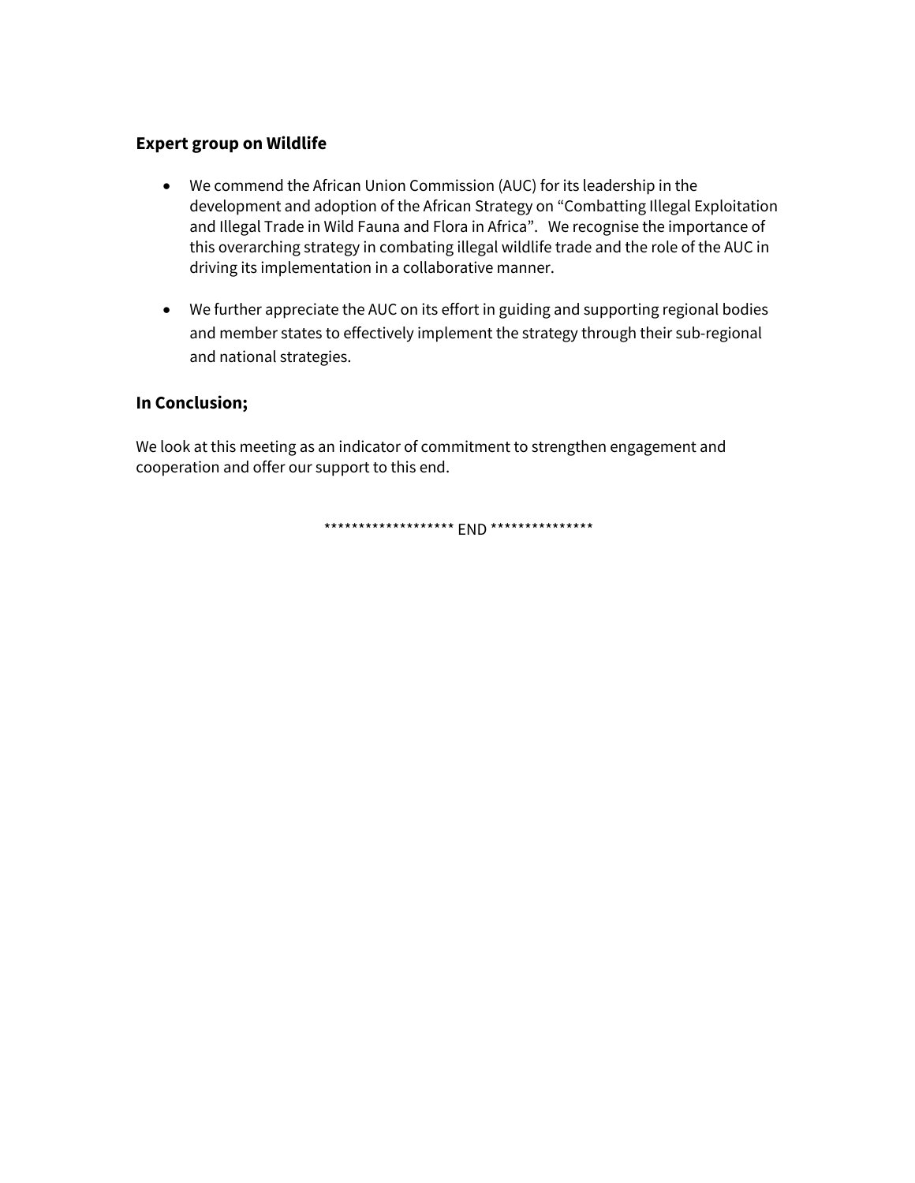**Expert group on Wildlife**

- We commend the African Union Commission (AUC) for its leadership in the development and adoption of the African Strategy on "Combatting Illegal Exploitation and Illegal Trade in Wild Fauna and Flora in Africa". We recognise the importance of this overarching strategy in combating illegal wildlife trade and the role of the AUC in driving its implementation in a collaborative manner.

- We further appreciate the AUC on its effort in guiding and supporting regional bodies and member states to effectively implement the strategy through their sub-regional and national strategies.

**In Conclusion;**

We look at this meeting as an indicator of commitment to strengthen engagement and cooperation and offer our support to this end.

******************* END ***************